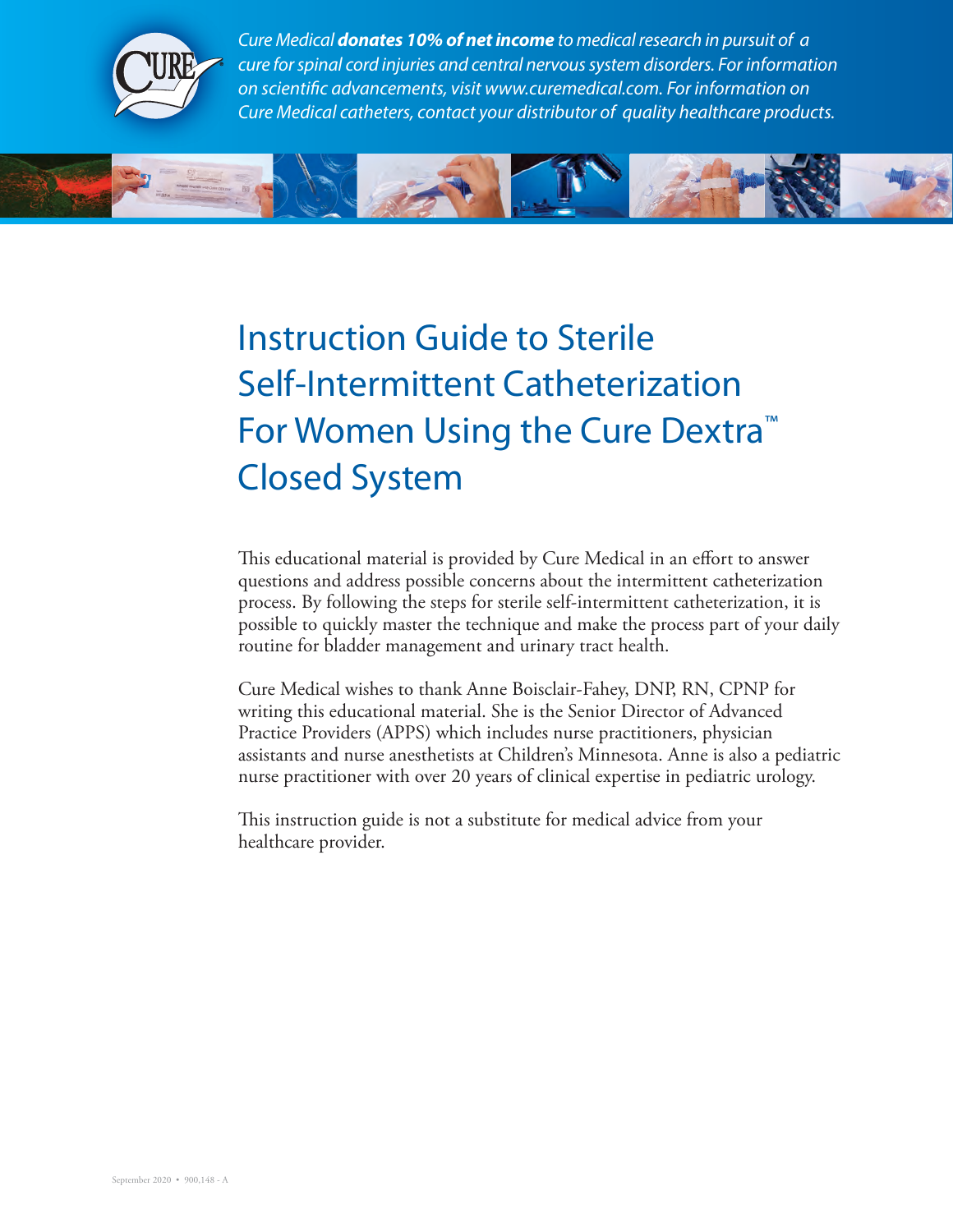*Cure Medical **donates 10% of net income** to medical research in pursuit of a cure for spinal cord injuries and central nervous system disorders. For information on scientific advancements, visit www.curemedical.com. For information on Cure Medical catheters, contact your distributor of quality healthcare products.*

# Instruction Guide to Sterile Self-Intermittent Catheterization For Women Using the Cure Dextra™ Closed System

This educational material is provided by Cure Medical in an effort to answer questions and address possible concerns about the intermittent catheterization process. By following the steps for sterile self-intermittent catheterization, it is possible to quickly master the technique and make the process part of your daily routine for bladder management and urinary tract health.

Cure Medical wishes to thank Anne Boisclair-Fahey, DNP, RN, CPNP for writing this educational material. She is the Senior Director of Advanced Practice Providers (APPS) which includes nurse practitioners, physician assistants and nurse anesthetists at Children's Minnesota. Anne is also a pediatric nurse practitioner with over 20 years of clinical expertise in pediatric urology.

This instruction guide is not a substitute for medical advice from your healthcare provider.

September 2020 • 900,148 - A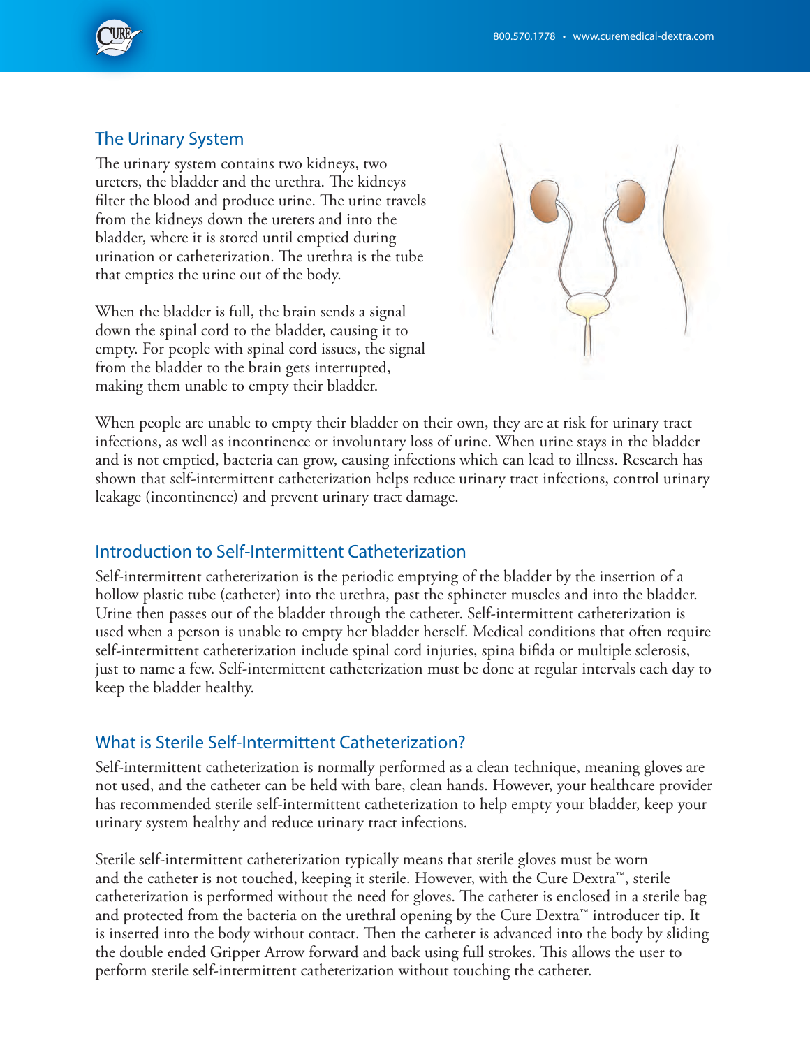## The Urinary System

The urinary system contains two kidneys, two ureters, the bladder and the urethra. The kidneys filter the blood and produce urine. The urine travels from the kidneys down the ureters and into the bladder, where it is stored until emptied during urination or catheterization. The urethra is the tube that empties the urine out of the body.

When the bladder is full, the brain sends a signal down the spinal cord to the bladder, causing it to empty. For people with spinal cord issues, the signal from the bladder to the brain gets interrupted, making them unable to empty their bladder.

When people are unable to empty their bladder on their own, they are at risk for urinary tract infections, as well as incontinence or involuntary loss of urine. When urine stays in the bladder and is not emptied, bacteria can grow, causing infections which can lead to illness. Research has shown that self-intermittent catheterization helps reduce urinary tract infections, control urinary leakage (incontinence) and prevent urinary tract damage.

## Introduction to Self-Intermittent Catheterization

Self-intermittent catheterization is the periodic emptying of the bladder by the insertion of a hollow plastic tube (catheter) into the urethra, past the sphincter muscles and into the bladder. Urine then passes out of the bladder through the catheter. Self-intermittent catheterization is used when a person is unable to empty her bladder herself. Medical conditions that often require self-intermittent catheterization include spinal cord injuries, spina bifida or multiple sclerosis, just to name a few. Self-intermittent catheterization must be done at regular intervals each day to keep the bladder healthy.

## What is Sterile Self-Intermittent Catheterization?

Self-intermittent catheterization is normally performed as a clean technique, meaning gloves are not used, and the catheter can be held with bare, clean hands. However, your healthcare provider has recommended sterile self-intermittent catheterization to help empty your bladder, keep your urinary system healthy and reduce urinary tract infections.

Sterile self-intermittent catheterization typically means that sterile gloves must be worn and the catheter is not touched, keeping it sterile. However, with the Cure Dextra™, sterile catheterization is performed without the need for gloves. The catheter is enclosed in a sterile bag and protected from the bacteria on the urethral opening by the Cure Dextra™ introducer tip. It is inserted into the body without contact. Then the catheter is advanced into the body by sliding the double ended Gripper Arrow forward and back using full strokes. This allows the user to perform sterile self-intermittent catheterization without touching the catheter.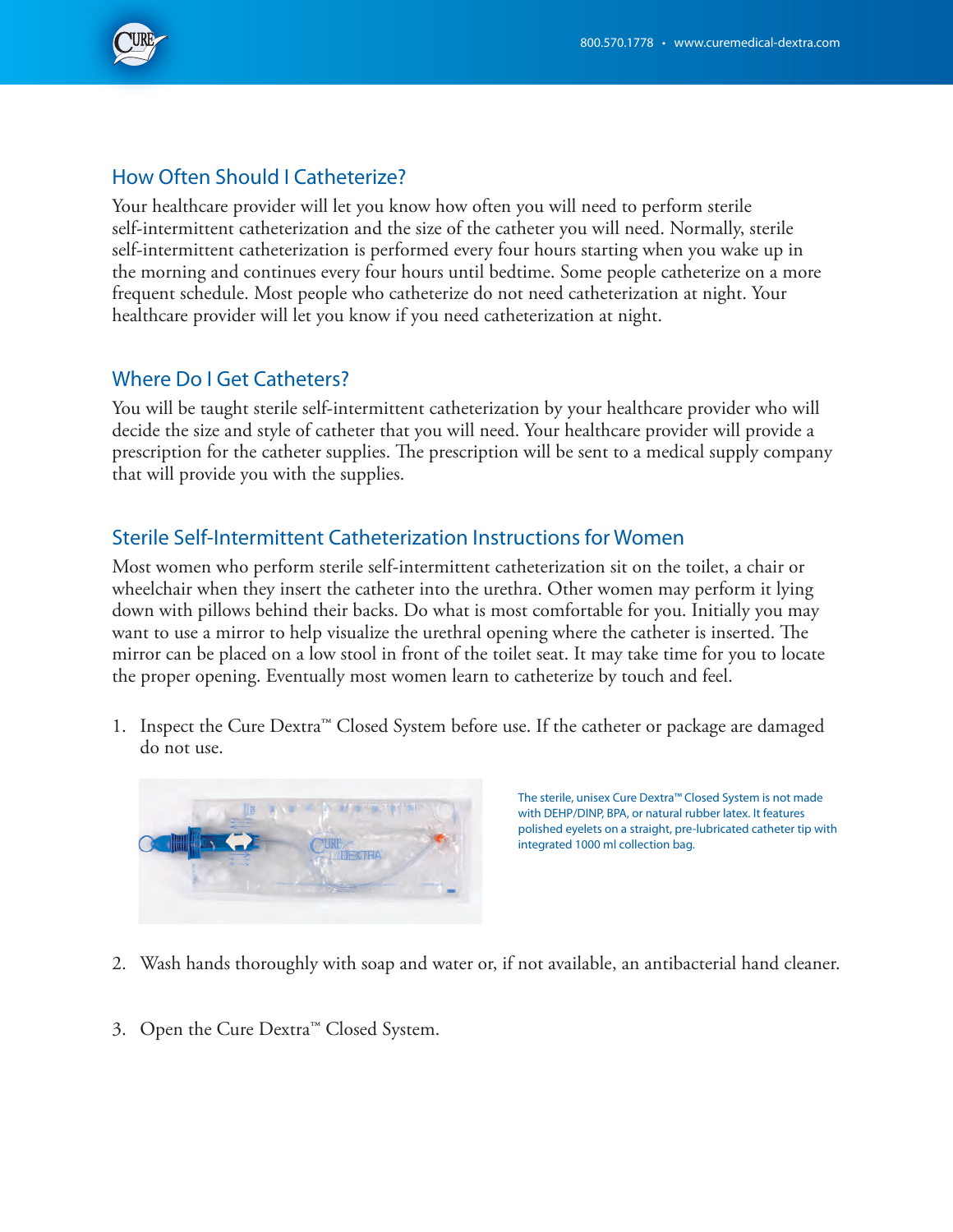## How Often Should I Catheterize?

Your healthcare provider will let you know how often you will need to perform sterile self-intermittent catheterization and the size of the catheter you will need. Normally, sterile self-intermittent catheterization is performed every four hours starting when you wake up in the morning and continues every four hours until bedtime. Some people catheterize on a more frequent schedule. Most people who catheterize do not need catheterization at night. Your healthcare provider will let you know if you need catheterization at night.

## Where Do I Get Catheters?

You will be taught sterile self-intermittent catheterization by your healthcare provider who will decide the size and style of catheter that you will need. Your healthcare provider will provide a prescription for the catheter supplies. The prescription will be sent to a medical supply company that will provide you with the supplies.

## Sterile Self-Intermittent Catheterization Instructions for Women

Most women who perform sterile self-intermittent catheterization sit on the toilet, a chair or wheelchair when they insert the catheter into the urethra. Other women may perform it lying down with pillows behind their backs. Do what is most comfortable for you. Initially you may want to use a mirror to help visualize the urethral opening where the catheter is inserted. The mirror can be placed on a low stool in front of the toilet seat. It may take time for you to locate the proper opening. Eventually most women learn to catheterize by touch and feel.

1. Inspect the Cure Dextra™ Closed System before use. If the catheter or package are damaged do not use.

The sterile, unisex Cure Dextra™ Closed System is not made with DEHP/DINP, BPA, or natural rubber latex. It features polished eyelets on a straight, pre-lubricated catheter tip with integrated 1000 ml collection bag.

2. Wash hands thoroughly with soap and water or, if not available, an antibacterial hand cleaner.

3. Open the Cure Dextra™ Closed System.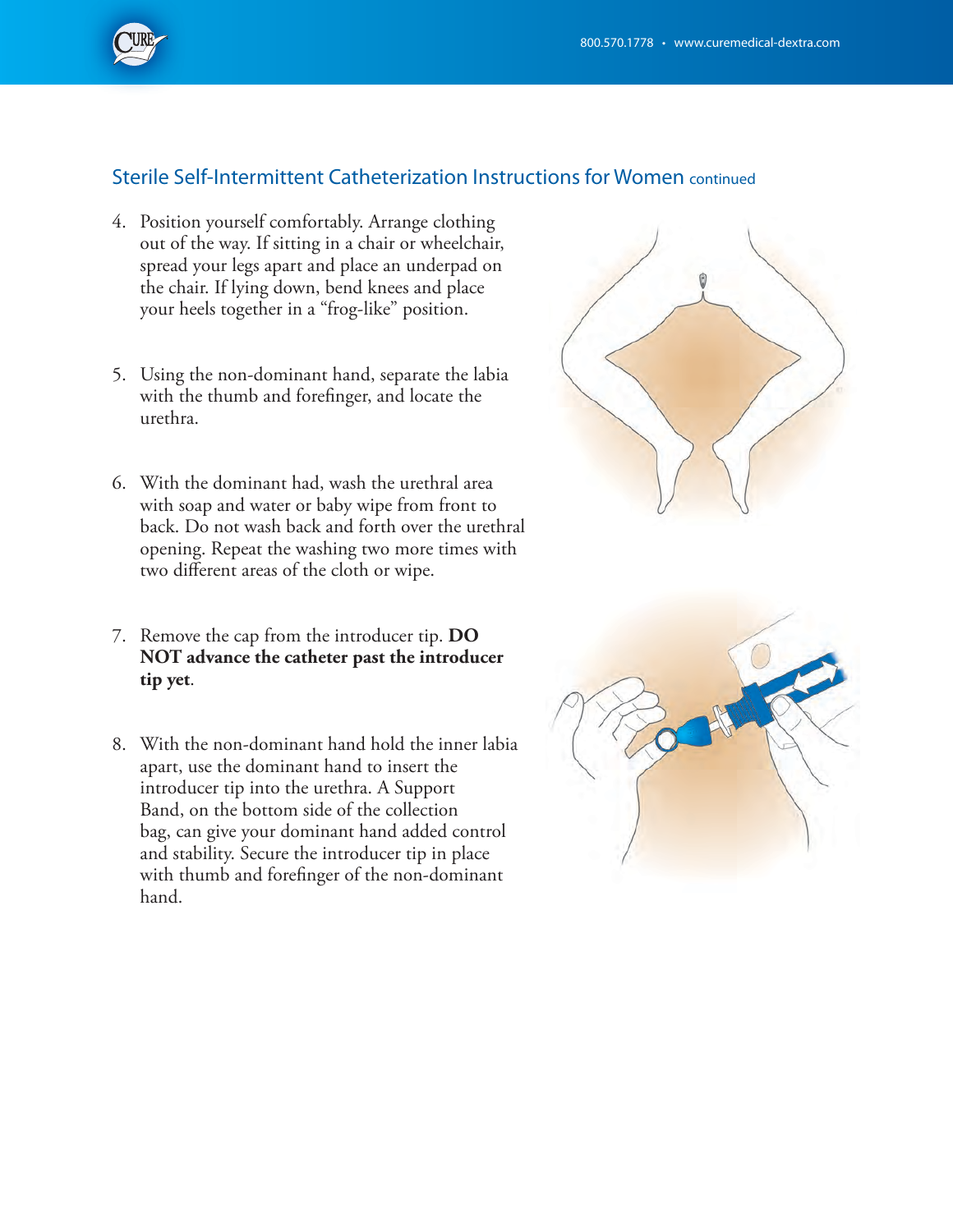## Sterile Self-Intermittent Catheterization Instructions for Women continued

4. Position yourself comfortably. Arrange clothing out of the way. If sitting in a chair or wheelchair, spread your legs apart and place an underpad on the chair. If lying down, bend knees and place your heels together in a "frog-like" position.

5. Using the non-dominant hand, separate the labia with the thumb and forefinger, and locate the urethra.

6. With the dominant had, wash the urethral area with soap and water or baby wipe from front to back. Do not wash back and forth over the urethral opening. Repeat the washing two more times with two different areas of the cloth or wipe.

7. Remove the cap from the introducer tip. **DO NOT advance the catheter past the introducer tip yet**.

8. With the non-dominant hand hold the inner labia apart, use the dominant hand to insert the introducer tip into the urethra. A Support Band, on the bottom side of the collection bag, can give your dominant hand added control and stability. Secure the introducer tip in place with thumb and forefinger of the non-dominant hand.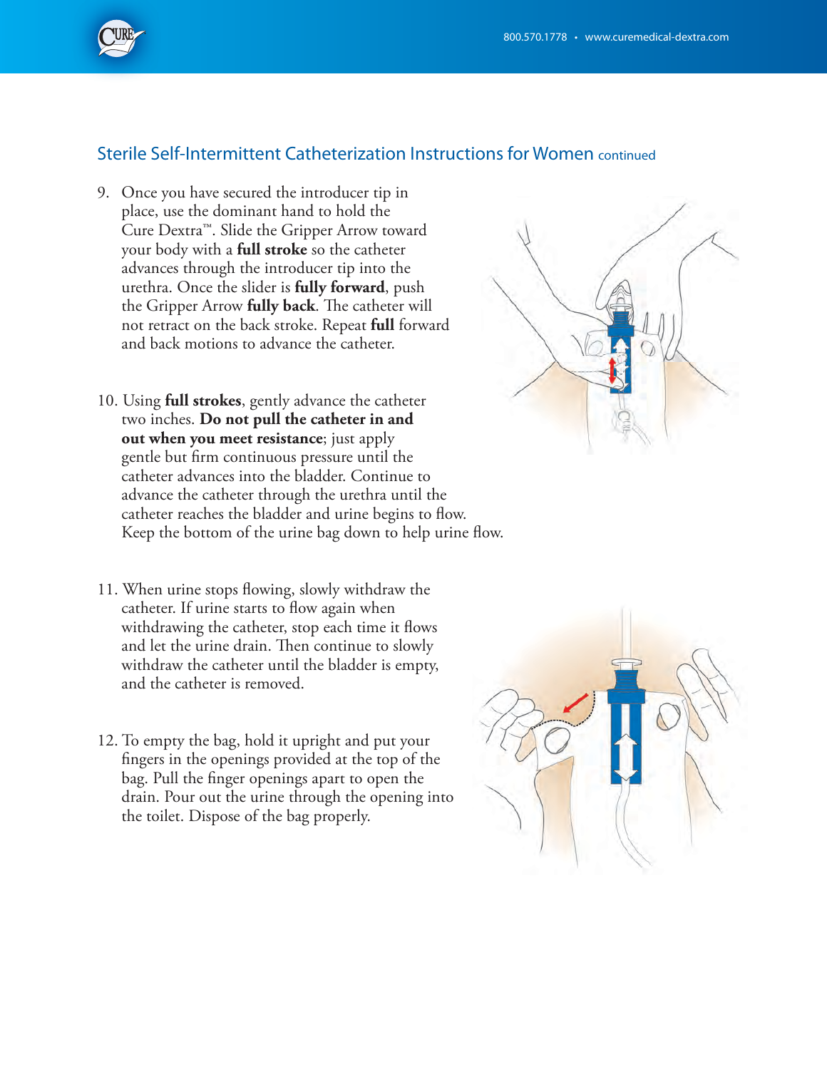## Sterile Self-Intermittent Catheterization Instructions for Women continued

9. Once you have secured the introducer tip in place, use the dominant hand to hold the Cure Dextra™. Slide the Gripper Arrow toward your body with a **full stroke** so the catheter advances through the introducer tip into the urethra. Once the slider is **fully forward**, push the Gripper Arrow **fully back**. The catheter will not retract on the back stroke. Repeat **full** forward and back motions to advance the catheter.

10. Using **full strokes**, gently advance the catheter two inches. **Do not pull the catheter in and out when you meet resistance**; just apply gentle but firm continuous pressure until the catheter advances into the bladder. Continue to advance the catheter through the urethra until the catheter reaches the bladder and urine begins to flow. Keep the bottom of the urine bag down to help urine flow.

11. When urine stops flowing, slowly withdraw the catheter. If urine starts to flow again when withdrawing the catheter, stop each time it flows and let the urine drain. Then continue to slowly withdraw the catheter until the bladder is empty, and the catheter is removed.

12. To empty the bag, hold it upright and put your fingers in the openings provided at the top of the bag. Pull the finger openings apart to open the drain. Pour out the urine through the opening into the toilet. Dispose of the bag properly.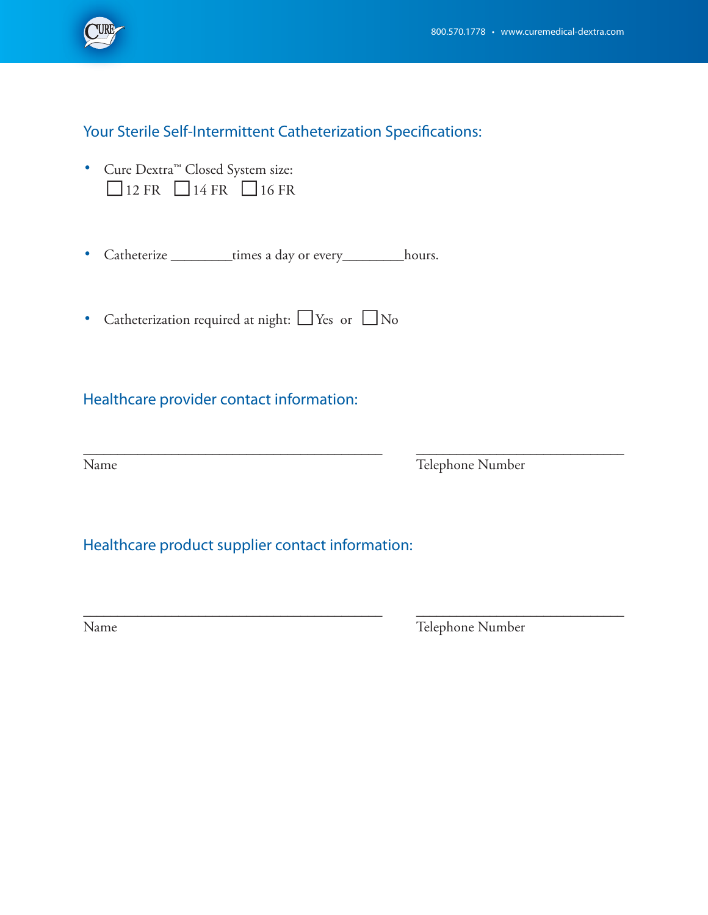## Your Sterile Self-Intermittent Catheterization Specifications:

- Cure Dextra™ Closed System size:
  ☐ 12 FR ☐ 14 FR ☐ 16 FR

- Catheterize ________times a day or every________hours.

- Catheterization required at night: ☐ Yes or ☐ No

## Healthcare provider contact information:

________________________________________ ____________________________

Name Telephone Number

## Healthcare product supplier contact information:

________________________________________ ____________________________

Name Telephone Number